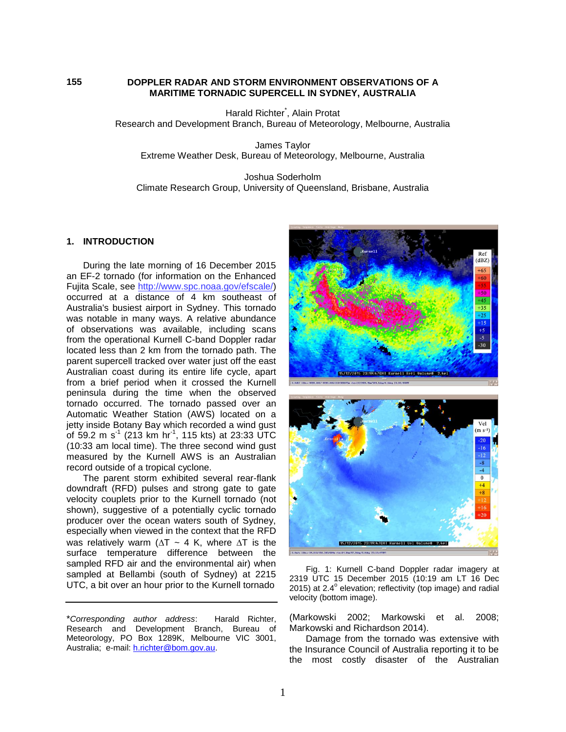# DOPPLER RADAR AND STORM ENVIRONMENT OBSERVATIONS OF A MARITIME TORNADIC SUPERCELL IN SYDNEY, AUSTRALIA

155

Harald Richter*, Alain Protat
Research and Development Branch, Bureau of Meteorology, Melbourne, Australia

James Taylor
Extreme Weather Desk, Bureau of Meteorology, Melbourne, Australia

Joshua Soderholm
Climate Research Group, University of Queensland, Brisbane, Australia

## 1. INTRODUCTION

During the late morning of 16 December 2015 an EF-2 tornado (for information on the Enhanced Fujita Scale, see http://www.spc.noaa.gov/efscale/) occurred at a distance of 4 km southeast of Australia's busiest airport in Sydney. This tornado was notable in many ways. A relative abundance of observations was available, including scans from the operational Kurnell C-band Doppler radar located less than 2 km from the tornado path. The parent supercell tracked over water just off the east Australian coast during its entire life cycle, apart from a brief period when it crossed the Kurnell peninsula during the time when the observed tornado occurred. The tornado passed over an Automatic Weather Station (AWS) located on a jetty inside Botany Bay which recorded a wind gust of 59.2 m s$^{-1}$ (213 km hr$^{-1}$, 115 kts) at 23:33 UTC (10:33 am local time). The three second wind gust measured by the Kurnell AWS is an Australian record outside of a tropical cyclone.

The parent storm exhibited several rear-flank downdraft (RFD) pulses and strong gate to gate velocity couplets prior to the Kurnell tornado (not shown), suggestive of a potentially cyclic tornado producer over the ocean waters south of Sydney, especially when viewed in the context that the RFD was relatively warm ($\Delta T$ ~ 4 K, where $\Delta T$ is the surface temperature difference between the sampled RFD air and the environmental air) when sampled at Bellambi (south of Sydney) at 2215 UTC, a bit over an hour prior to the Kurnell tornado (Markowski 2002; Markowski et al. 2008; Markowski and Richardson 2014).

Damage from the tornado was extensive with the Insurance Council of Australia reporting it to be the most costly disaster of the Australian

Fig. 1: Kurnell C-band Doppler radar imagery at 2319 UTC 15 December 2015 (10:19 am LT 16 Dec 2015) at 2.4° elevation; reflectivity (top image) and radial velocity (bottom image).

*Corresponding author address*: Harald Richter, Research and Development Branch, Bureau of Meteorology, PO Box 1289K, Melbourne VIC 3001, Australia; e-mail: h.richter@bom.gov.au.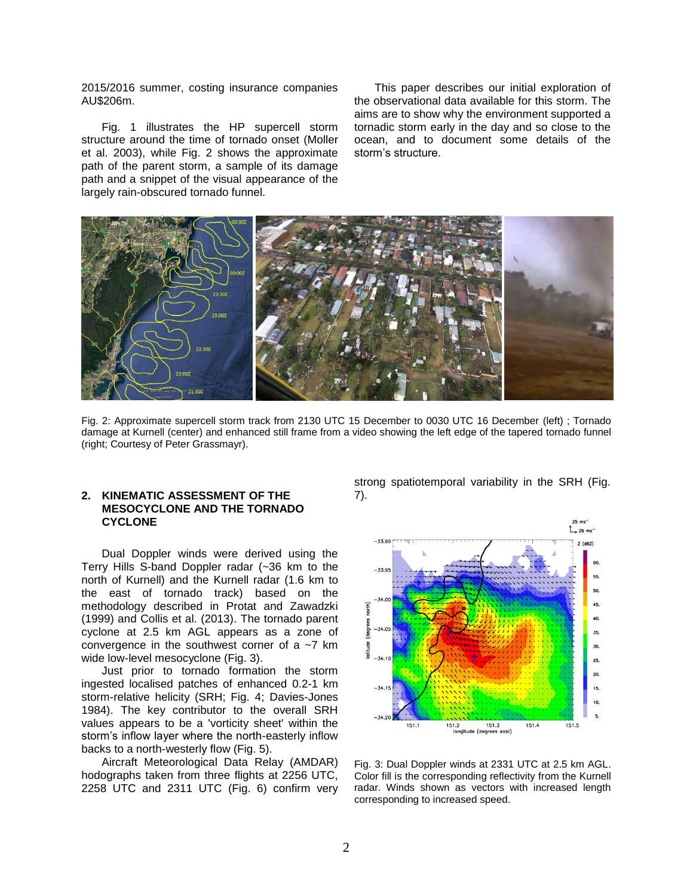2015/2016 summer, costing insurance companies AU$206m.

Fig. 1 illustrates the HP supercell storm structure around the time of tornado onset (Moller et al. 2003), while Fig. 2 shows the approximate path of the parent storm, a sample of its damage path and a snippet of the visual appearance of the largely rain-obscured tornado funnel.

This paper describes our initial exploration of the observational data available for this storm. The aims are to show why the environment supported a tornadic storm early in the day and so close to the ocean, and to document some details of the storm's structure.

Fig. 2: Approximate supercell storm track from 2130 UTC 15 December to 0030 UTC 16 December (left) ; Tornado damage at Kurnell (center) and enhanced still frame from a video showing the left edge of the tapered tornado funnel (right; Courtesy of Peter Grassmayr).

## 2. KINEMATIC ASSESSMENT OF THE MESOCYCLONE AND THE TORNADO CYCLONE

Dual Doppler winds were derived using the Terry Hills S-band Doppler radar (~36 km to the north of Kurnell) and the Kurnell radar (1.6 km to the east of tornado track) based on the methodology described in Protat and Zawadzki (1999) and Collis et al. (2013). The tornado parent cyclone at 2.5 km AGL appears as a zone of convergence in the southwest corner of a ~7 km wide low-level mesocyclone (Fig. 3).

Just prior to tornado formation the storm ingested localised patches of enhanced 0.2-1 km storm-relative helicity (SRH; Fig. 4; Davies-Jones 1984). The key contributor to the overall SRH values appears to be a 'vorticity sheet' within the storm's inflow layer where the north-easterly inflow backs to a north-westerly flow (Fig. 5).

Aircraft Meteorological Data Relay (AMDAR) hodographs taken from three flights at 2256 UTC, 2258 UTC and 2311 UTC (Fig. 6) confirm very strong spatiotemporal variability in the SRH (Fig. 7).

Fig. 3: Dual Doppler winds at 2331 UTC at 2.5 km AGL. Color fill is the corresponding reflectivity from the Kurnell radar. Winds shown as vectors with increased length corresponding to increased speed.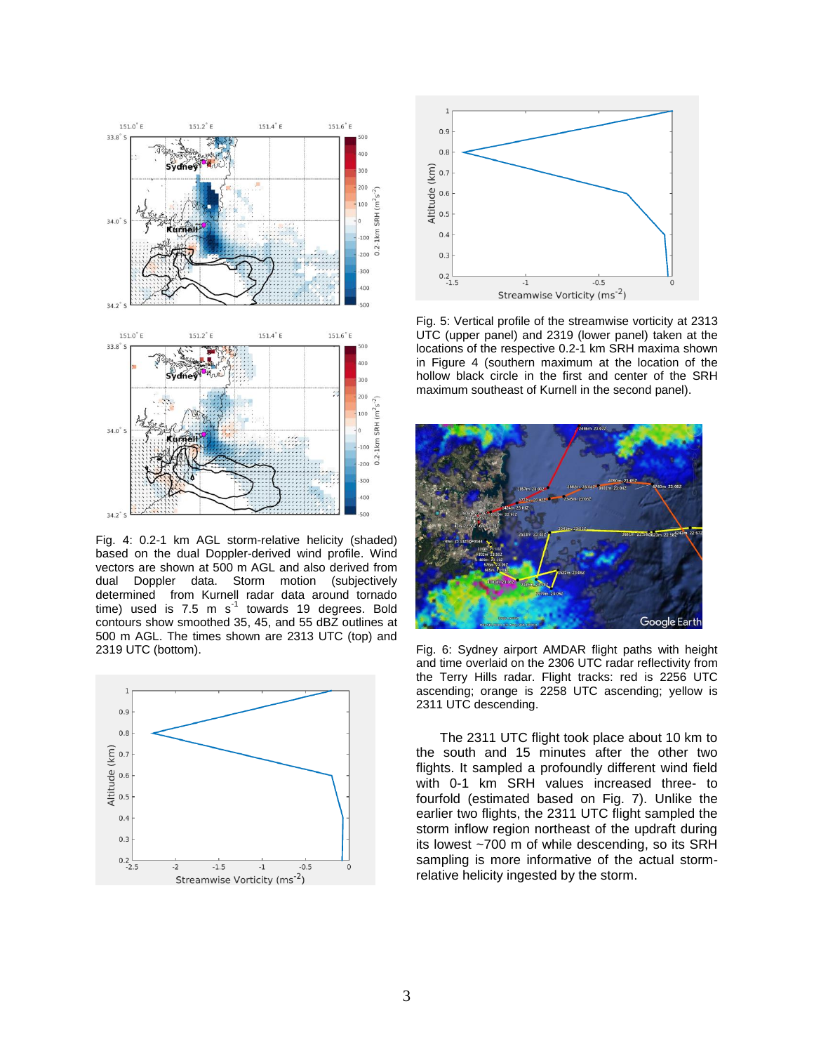Fig. 4: 0.2-1 km AGL storm-relative helicity (shaded) based on the dual Doppler-derived wind profile. Wind vectors are shown at 500 m AGL and also derived from dual Doppler data. Storm motion (subjectively determined from Kurnell radar data around tornado time) used is 7.5 m $s^{-1}$ towards 19 degrees. Bold contours show smoothed 35, 45, and 55 dBZ outlines at 500 m AGL. The times shown are 2313 UTC (top) and 2319 UTC (bottom).

Fig. 5: Vertical profile of the streamwise vorticity at 2313 UTC (upper panel) and 2319 UTC (lower panel) taken at the locations of the respective 0.2-1 km SRH maxima shown in Figure 4 (southern maximum at the location of the hollow black circle in the first and center of the SRH maximum southeast of Kurnell in the second panel).

Fig. 6: Sydney airport AMDAR flight paths with height and time overlaid on the 2306 UTC radar reflectivity from the Terry Hills radar. Flight tracks: red is 2256 UTC ascending; orange is 2258 UTC ascending; yellow is 2311 UTC descending.

The 2311 UTC flight took place about 10 km to the south and 15 minutes after the other two flights. It sampled a profoundly different wind field with 0-1 km SRH values increased three- to fourfold (estimated based on Fig. 7). Unlike the earlier two flights, the 2311 UTC flight sampled the storm inflow region northeast of the updraft during its lowest ~700 m of while descending, so its SRH sampling is more informative of the actual storm-relative helicity ingested by the storm.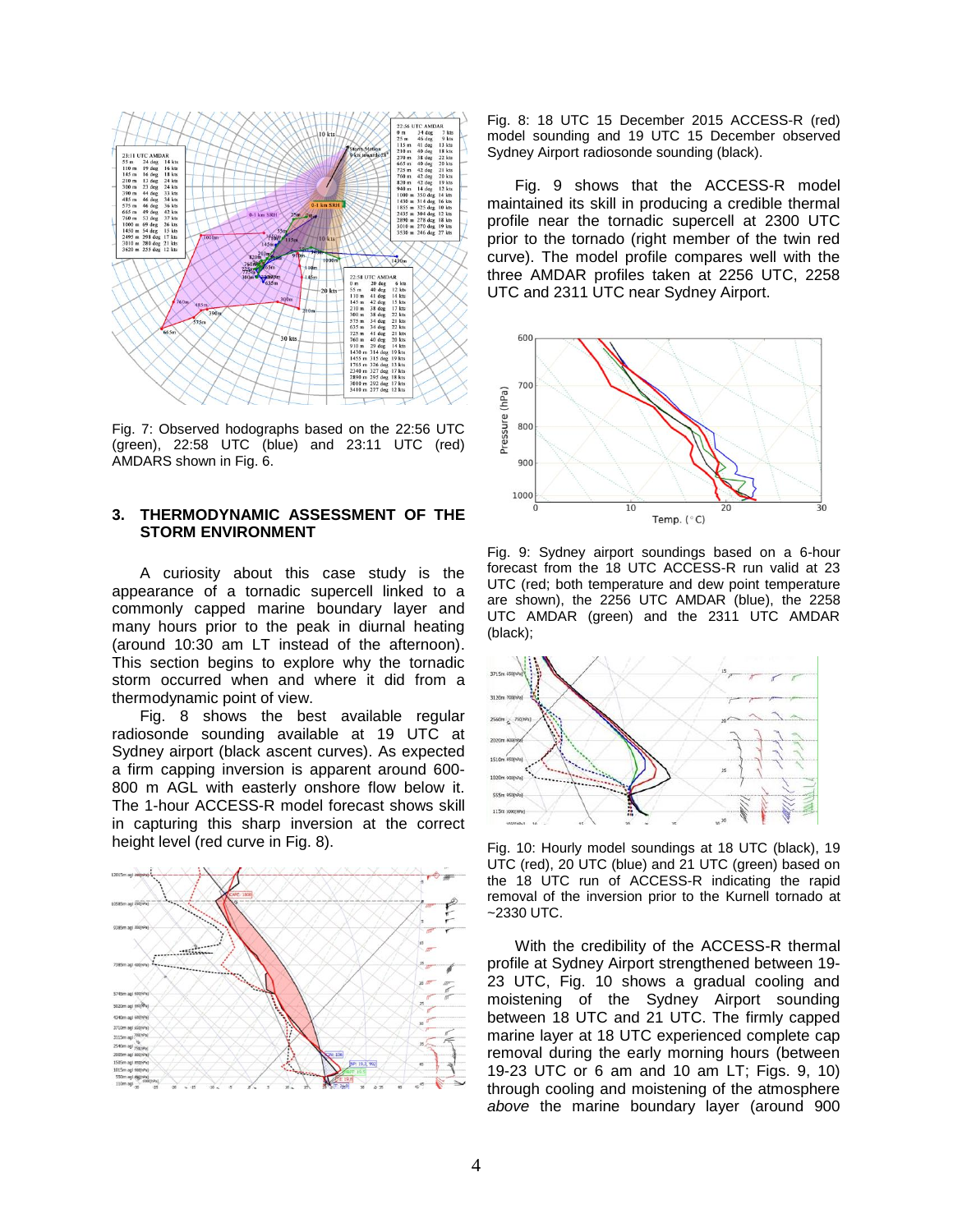Fig. 7: Observed hodographs based on the 22:56 UTC (green), 22:58 UTC (blue) and 23:11 UTC (red) AMDARS shown in Fig. 6.

## 3. THERMODYNAMIC ASSESSMENT OF THE STORM ENVIRONMENT

A curiosity about this case study is the appearance of a tornadic supercell linked to a commonly capped marine boundary layer and many hours prior to the peak in diurnal heating (around 10:30 am LT instead of the afternoon). This section begins to explore why the tornadic storm occurred when and where it did from a thermodynamic point of view.

Fig. 8 shows the best available regular radiosonde sounding available at 19 UTC at Sydney airport (black ascent curves). As expected a firm capping inversion is apparent around 600-800 m AGL with easterly onshore flow below it. The 1-hour ACCESS-R model forecast shows skill in capturing this sharp inversion at the correct height level (red curve in Fig. 8).

Fig. 8: 18 UTC 15 December 2015 ACCESS-R (red) model sounding and 19 UTC 15 December observed Sydney Airport radiosonde sounding (black).

Fig. 9 shows that the ACCESS-R model maintained its skill in producing a credible thermal profile near the tornadic supercell at 2300 UTC prior to the tornado (right member of the twin red curve). The model profile compares well with the three AMDAR profiles taken at 2256 UTC, 2258 UTC and 2311 UTC near Sydney Airport.

Fig. 9: Sydney airport soundings based on a 6-hour forecast from the 18 UTC ACCESS-R run valid at 23 UTC (red; both temperature and dew point temperature are shown), the 2256 UTC AMDAR (blue), the 2258 UTC AMDAR (green) and the 2311 UTC AMDAR (black);

Fig. 10: Hourly model soundings at 18 UTC (black), 19 UTC (red), 20 UTC (blue) and 21 UTC (green) based on the 18 UTC run of ACCESS-R indicating the rapid removal of the inversion prior to the Kurnell tornado at ~2330 UTC.

With the credibility of the ACCESS-R thermal profile at Sydney Airport strengthened between 19-23 UTC, Fig. 10 shows a gradual cooling and moistening of the Sydney Airport sounding between 18 UTC and 21 UTC. The firmly capped marine layer at 18 UTC experienced complete cap removal during the early morning hours (between 19-23 UTC or 6 am and 10 am LT; Figs. 9, 10) through cooling and moistening of the atmosphere *above* the marine boundary layer (around 900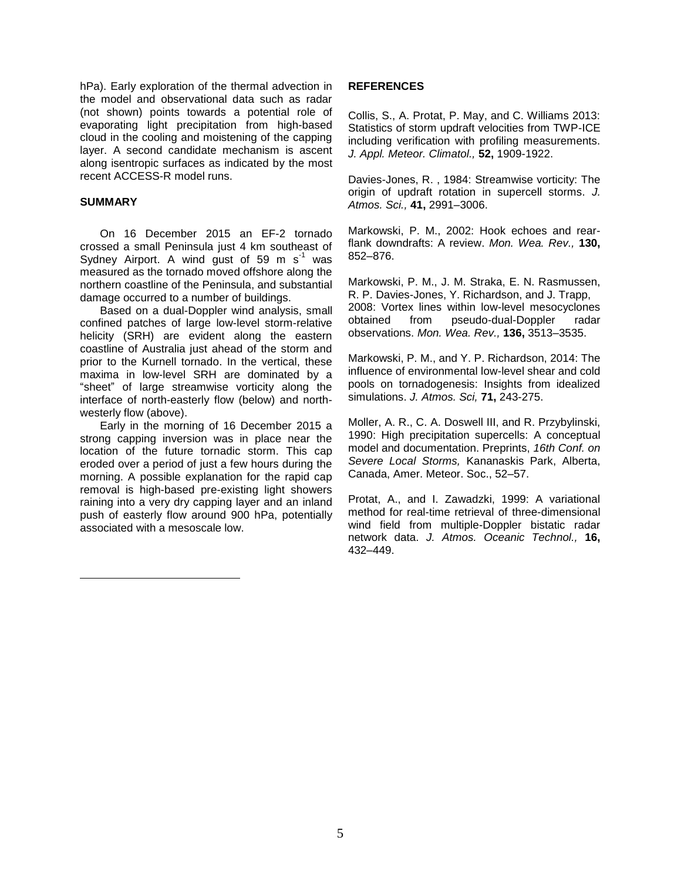hPa). Early exploration of the thermal advection in the model and observational data such as radar (not shown) points towards a potential role of evaporating light precipitation from high-based cloud in the cooling and moistening of the capping layer. A second candidate mechanism is ascent along isentropic surfaces as indicated by the most recent ACCESS-R model runs.

## SUMMARY

On 16 December 2015 an EF-2 tornado crossed a small Peninsula just 4 km southeast of Sydney Airport. A wind gust of 59 m $s^{-1}$ was measured as the tornado moved offshore along the northern coastline of the Peninsula, and substantial damage occurred to a number of buildings.

Based on a dual-Doppler wind analysis, small confined patches of large low-level storm-relative helicity (SRH) are evident along the eastern coastline of Australia just ahead of the storm and prior to the Kurnell tornado. In the vertical, these maxima in low-level SRH are dominated by a "sheet" of large streamwise vorticity along the interface of north-easterly flow (below) and north-westerly flow (above).

Early in the morning of 16 December 2015 a strong capping inversion was in place near the location of the future tornadic storm. This cap eroded over a period of just a few hours during the morning. A possible explanation for the rapid cap removal is high-based pre-existing light showers raining into a very dry capping layer and an inland push of easterly flow around 900 hPa, potentially associated with a mesoscale low.

## REFERENCES

Collis, S., A. Protat, P. May, and C. Williams 2013: Statistics of storm updraft velocities from TWP-ICE including verification with profiling measurements. *J. Appl. Meteor. Climatol.,* **52,** 1909-1922.

Davies-Jones, R. , 1984: Streamwise vorticity: The origin of updraft rotation in supercell storms. *J. Atmos. Sci.,* **41,** 2991–3006.

Markowski, P. M., 2002: Hook echoes and rear-flank downdrafts: A review. *Mon. Wea. Rev.,* **130,** 852–876.

Markowski, P. M., J. M. Straka, E. N. Rasmussen, R. P. Davies-Jones, Y. Richardson, and J. Trapp, 2008: Vortex lines within low-level mesocyclones obtained from pseudo-dual-Doppler radar observations. *Mon. Wea. Rev.,* **136,** 3513–3535.

Markowski, P. M., and Y. P. Richardson, 2014: The influence of environmental low-level shear and cold pools on tornadogenesis: Insights from idealized simulations. *J. Atmos. Sci,* **71,** 243-275.

Moller, A. R., C. A. Doswell III, and R. Przybylinski, 1990: High precipitation supercells: A conceptual model and documentation. Preprints, *16th Conf. on Severe Local Storms,* Kananaskis Park, Alberta, Canada, Amer. Meteor. Soc., 52–57.

Protat, A., and I. Zawadzki, 1999: A variational method for real-time retrieval of three-dimensional wind field from multiple-Doppler bistatic radar network data. *J. Atmos. Oceanic Technol.,* **16,** 432–449.